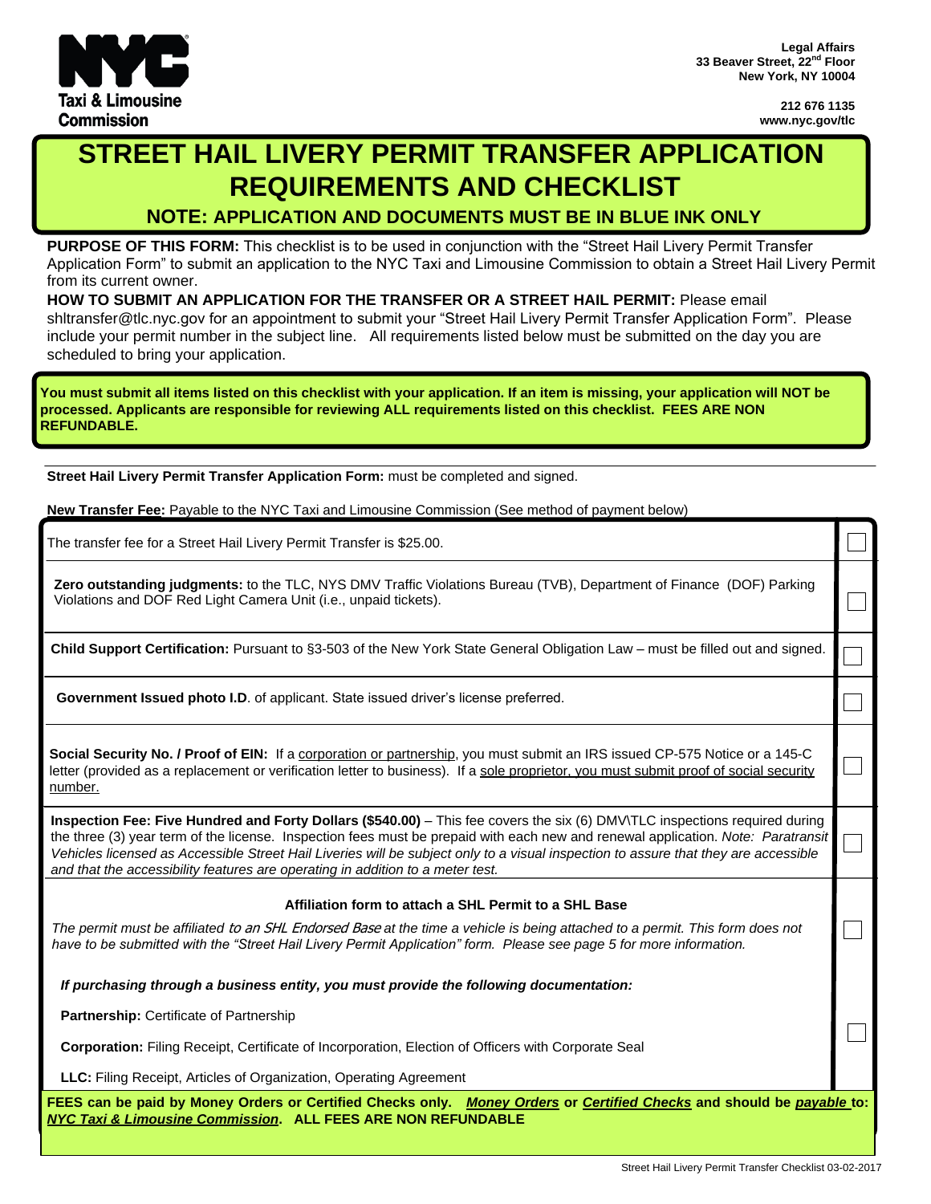NYC Taxi & Limousine Commission

**Legal Affairs**
**33 Beaver Street, 22nd Floor**
**New York, NY 10004**

**212 676 1135**
**www.nyc.gov/tlc**

# STREET HAIL LIVERY PERMIT TRANSFER APPLICATION REQUIREMENTS AND CHECKLIST

## NOTE: APPLICATION AND DOCUMENTS MUST BE IN BLUE INK ONLY

**PURPOSE OF THIS FORM:** This checklist is to be used in conjunction with the "Street Hail Livery Permit Transfer Application Form" to submit an application to the NYC Taxi and Limousine Commission to obtain a Street Hail Livery Permit from its current owner.

**HOW TO SUBMIT AN APPLICATION FOR THE TRANSFER OR A STREET HAIL PERMIT:** Please email shltransfer@tlc.nyc.gov for an appointment to submit your "Street Hail Livery Permit Transfer Application Form". Please include your permit number in the subject line. All requirements listed below must be submitted on the day you are scheduled to bring your application.

**You must submit all items listed on this checklist with your application. If an item is missing, your application will NOT be processed. Applicants are responsible for reviewing ALL requirements listed on this checklist. FEES ARE NON REFUNDABLE.**

**Street Hail Livery Permit Transfer Application Form:** must be completed and signed.

**New Transfer Fee:** Payable to the NYC Taxi and Limousine Commission (See method of payment below)

| Requirement | ☐ |
|---|---|
| The transfer fee for a Street Hail Livery Permit Transfer is $25.00. | ☐ |
| **Zero outstanding judgments:** to the TLC, NYS DMV Traffic Violations Bureau (TVB), Department of Finance (DOF) Parking Violations and DOF Red Light Camera Unit (i.e., unpaid tickets). | ☐ |
| **Child Support Certification:** Pursuant to §3-503 of the New York State General Obligation Law – must be filled out and signed. | ☐ |
| **Government Issued photo I.D**. of applicant. State issued driver's license preferred. | ☐ |
| **Social Security No. / Proof of EIN:** If a corporation or partnership, you must submit an IRS issued CP-575 Notice or a 145-C letter (provided as a replacement or verification letter to business). If a sole proprietor, you must submit proof of social security number. | ☐ |
| **Inspection Fee: Five Hundred and Forty Dollars ($540.00)** – This fee covers the six (6) DMV\TLC inspections required during the three (3) year term of the license. Inspection fees must be prepaid with each new and renewal application. *Note: Paratransit Vehicles licensed as Accessible Street Hail Liveries will be subject only to a visual inspection to assure that they are accessible and that the accessibility features are operating in addition to a meter test.* | ☐ |
| **Affiliation form to attach a SHL Permit to a SHL Base** <br> *The permit must be affiliated to an SHL Endorsed Base at the time a vehicle is being attached to a permit. This form does not have to be submitted with the "Street Hail Livery Permit Application" form. Please see page 5 for more information.* | ☐ |
| ***If purchasing through a business entity, you must provide the following documentation:*** <br> **Partnership:** Certificate of Partnership <br> **Corporation:** Filing Receipt, Certificate of Incorporation, Election of Officers with Corporate Seal <br> **LLC:** Filing Receipt, Articles of Organization, Operating Agreement | ☐ |

**FEES can be paid by Money Orders or Certified Checks only.** ***Money Orders*** **or** ***Certified Checks*** **and should be** ***payable*** **to:** ***NYC Taxi & Limousine Commission*****. ALL FEES ARE NON REFUNDABLE**

Street Hail Livery Permit Transfer Checklist 03-02-2017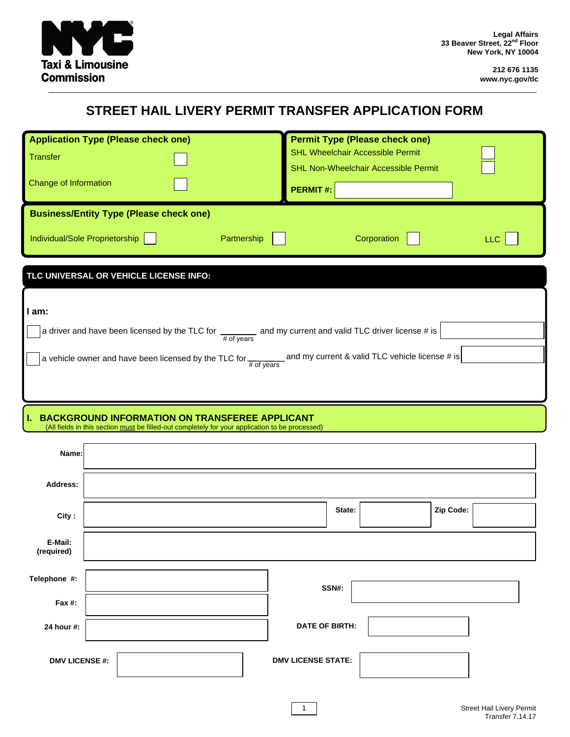NYC Taxi & Limousine Commission

**Legal Affairs**
**33 Beaver Street, 22nd Floor**
**New York, NY 10004**

**212 676 1135**
**www.nyc.gov/tlc**

# STREET HAIL LIVERY PERMIT TRANSFER APPLICATION FORM

**Application Type (Please check one)**

- Transfer ☐
- Change of Information ☐

**Permit Type (Please check one)**

- SHL Wheelchair Accessible Permit ☐
- SHL Non-Wheelchair Accessible Permit ☐

**PERMIT #:** ____________

**Business/Entity Type (Please check one)**

Individual/Sole Proprietorship ☐ Partnership ☐ Corporation ☐ LLC ☐

## TLC UNIVERSAL OR VEHICLE LICENSE INFO:

**I am:**

☐ a driver and have been licensed by the TLC for ________ (# of years) and my current and valid TLC driver license # is ____________

☐ a vehicle owner and have been licensed by the TLC for ________ (# of years) and my current & valid TLC vehicle license # is ____________

## I. BACKGROUND INFORMATION ON TRANSFEREE APPLICANT

(All fields in this section must be filled-out completely for your application to be processed)

**Name:** ____________

**Address:** ____________

**City :** ____________ **State:** ____________ **Zip Code:** ____________

**E-Mail: (required)** ____________

**Telephone #:** ____________

**Fax #:** ____________

**24 hour #:** ____________

**SSN#:** ____________

**DATE OF BIRTH:** ____________

**DMV LICENSE #:** ____________ **DMV LICENSE STATE:** ____________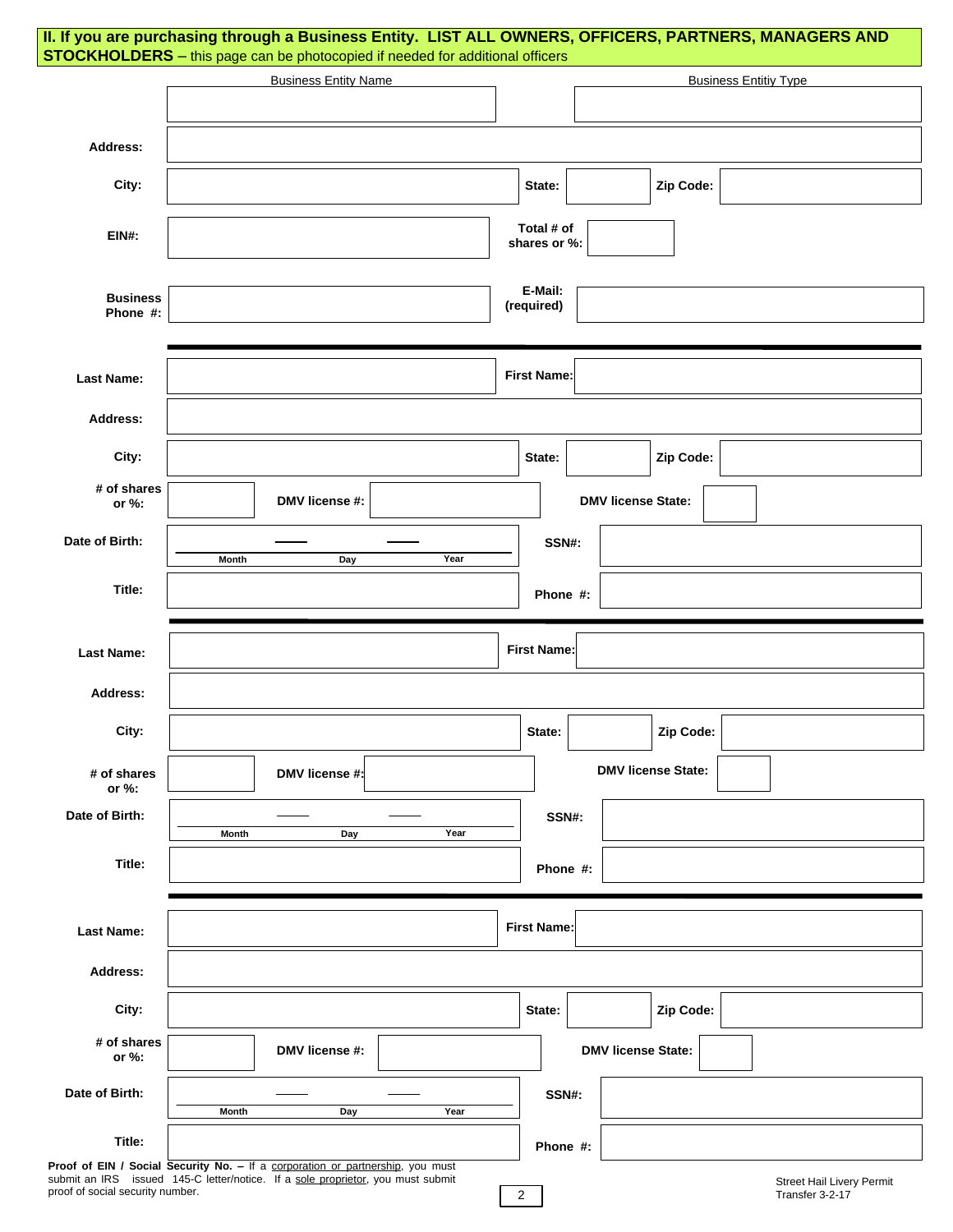## II. If you are purchasing through a Business Entity. LIST ALL OWNERS, OFFICERS, PARTNERS, MANAGERS AND STOCKHOLDERS – this page can be photocopied if needed for additional officers

Business Entity Name

Business Entitiy Type

**Address:**

**City:** **State:** **Zip Code:**

**EIN#:** **Total # of shares or %:**

**Business Phone #:** **E-Mail: (required)**

---

**Last Name:** **First Name:**

**Address:**

**City:** **State:** **Zip Code:**

**# of shares or %:** **DMV license #:** **DMV license State:**

**Date of Birth:** Month Day Year **SSN#:**

**Title:** **Phone #:**

---

**Last Name:** **First Name:**

**Address:**

**City:** **State:** **Zip Code:**

**# of shares or %:** **DMV license #:** **DMV license State:**

**Date of Birth:** Month Day Year **SSN#:**

**Title:** **Phone #:**

---

**Last Name:** **First Name:**

**Address:**

**City:** **State:** **Zip Code:**

**# of shares or %:** **DMV license #:** **DMV license State:**

**Date of Birth:** Month Day Year **SSN#:**

**Title:** **Phone #:**

**Proof of EIN / Social Security No. –** If a corporation or partnership, you must submit an IRS issued 145-C letter/notice. If a sole proprietor, you must submit proof of social security number.

Street Hail Livery Permit Transfer 3-2-17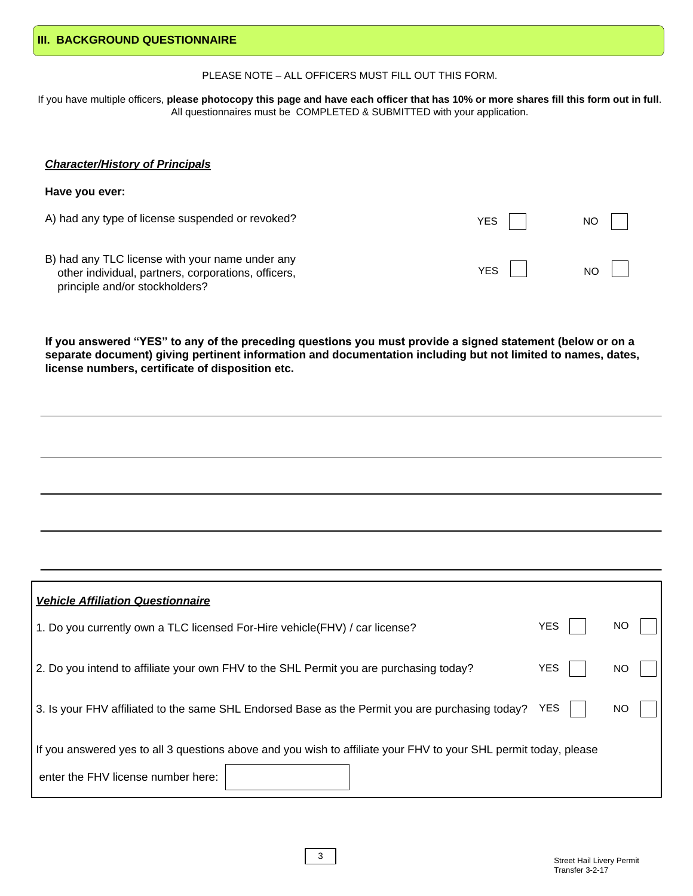## III. BACKGROUND QUESTIONNAIRE

PLEASE NOTE – ALL OFFICERS MUST FILL OUT THIS FORM.

If you have multiple officers, **please photocopy this page and have each officer that has 10% or more shares fill this form out in full**. All questionnaires must be COMPLETED & SUBMITTED with your application.

***Character/History of Principals***

**Have you ever:**

A) had any type of license suspended or revoked? YES ☐ NO ☐

B) had any TLC license with your name under any other individual, partners, corporations, officers, principle and/or stockholders? YES ☐ NO ☐

**If you answered "YES" to any of the preceding questions you must provide a signed statement (below or on a separate document) giving pertinent information and documentation including but not limited to names, dates, license numbers, certificate of disposition etc.**

\_\_\_\_\_\_\_\_\_\_\_\_\_\_\_\_\_\_\_\_\_\_\_\_\_\_\_\_\_\_\_\_\_\_\_\_\_\_\_\_\_\_\_\_\_\_\_\_\_\_\_\_\_\_\_\_\_\_\_\_\_\_\_\_\_\_\_\_\_\_\_\_

\_\_\_\_\_\_\_\_\_\_\_\_\_\_\_\_\_\_\_\_\_\_\_\_\_\_\_\_\_\_\_\_\_\_\_\_\_\_\_\_\_\_\_\_\_\_\_\_\_\_\_\_\_\_\_\_\_\_\_\_\_\_\_\_\_\_\_\_\_\_\_\_

\_\_\_\_\_\_\_\_\_\_\_\_\_\_\_\_\_\_\_\_\_\_\_\_\_\_\_\_\_\_\_\_\_\_\_\_\_\_\_\_\_\_\_\_\_\_\_\_\_\_\_\_\_\_\_\_\_\_\_\_\_\_\_\_\_\_\_\_\_\_\_\_

\_\_\_\_\_\_\_\_\_\_\_\_\_\_\_\_\_\_\_\_\_\_\_\_\_\_\_\_\_\_\_\_\_\_\_\_\_\_\_\_\_\_\_\_\_\_\_\_\_\_\_\_\_\_\_\_\_\_\_\_\_\_\_\_\_\_\_\_\_\_\_\_

\_\_\_\_\_\_\_\_\_\_\_\_\_\_\_\_\_\_\_\_\_\_\_\_\_\_\_\_\_\_\_\_\_\_\_\_\_\_\_\_\_\_\_\_\_\_\_\_\_\_\_\_\_\_\_\_\_\_\_\_\_\_\_\_\_\_\_\_\_\_\_\_

***Vehicle Affiliation Questionnaire***

1. Do you currently own a TLC licensed For-Hire vehicle(FHV) / car license? YES ☐ NO ☐

2. Do you intend to affiliate your own FHV to the SHL Permit you are purchasing today? YES ☐ NO ☐

3. Is your FHV affiliated to the same SHL Endorsed Base as the Permit you are purchasing today? YES ☐ NO ☐

If you answered yes to all 3 questions above and you wish to affiliate your FHV to your SHL permit today, please enter the FHV license number here: \_\_\_\_\_\_\_\_\_\_\_\_\_\_\_\_

Street Hail Livery Permit Transfer 3-2-17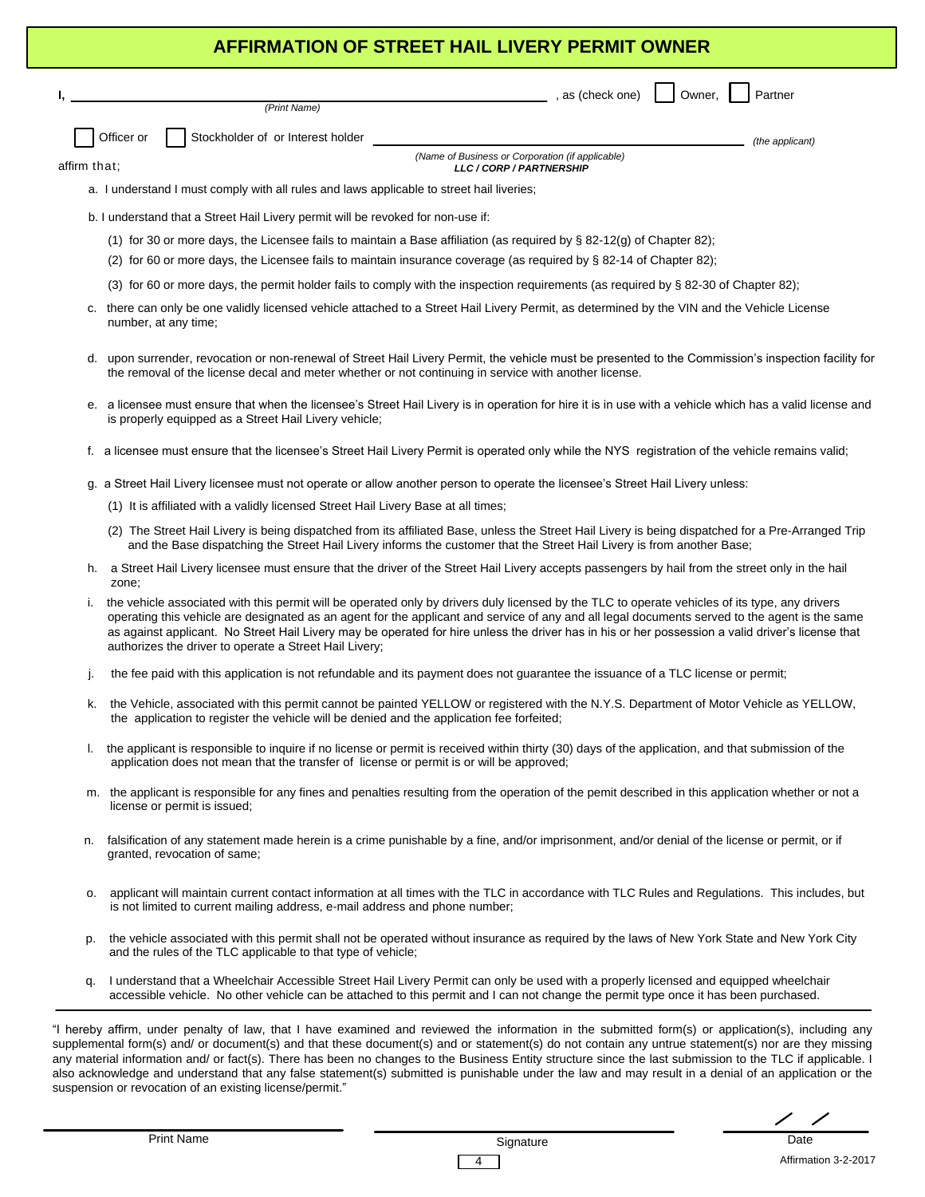# AFFIRMATION OF STREET HAIL LIVERY PERMIT OWNER

I, ______________________________ (Print Name) , as (check one) ☐ Owner, ☐ Partner

☐ Officer or ☐ Stockholder of or Interest holder ______________________________ (the applicant)

(Name of Business or Corporation (if applicable) **LLC / CORP / PARTNERSHIP**)

affirm that;

a. I understand I must comply with all rules and laws applicable to street hail liveries;

b. I understand that a Street Hail Livery permit will be revoked for non-use if:

   (1) for 30 or more days, the Licensee fails to maintain a Base affiliation (as required by § 82-12(g) of Chapter 82);

   (2) for 60 or more days, the Licensee fails to maintain insurance coverage (as required by § 82-14 of Chapter 82);

   (3) for 60 or more days, the permit holder fails to comply with the inspection requirements (as required by § 82-30 of Chapter 82);

c. there can only be one validly licensed vehicle attached to a Street Hail Livery Permit, as determined by the VIN and the Vehicle License number, at any time;

d. upon surrender, revocation or non-renewal of Street Hail Livery Permit, the vehicle must be presented to the Commission's inspection facility for the removal of the license decal and meter whether or not continuing in service with another license.

e. a licensee must ensure that when the licensee's Street Hail Livery is in operation for hire it is in use with a vehicle which has a valid license and is properly equipped as a Street Hail Livery vehicle;

f. a licensee must ensure that the licensee's Street Hail Livery Permit is operated only while the NYS registration of the vehicle remains valid;

g. a Street Hail Livery licensee must not operate or allow another person to operate the licensee's Street Hail Livery unless:

   (1) It is affiliated with a validly licensed Street Hail Livery Base at all times;

   (2) The Street Hail Livery is being dispatched from its affiliated Base, unless the Street Hail Livery is being dispatched for a Pre-Arranged Trip and the Base dispatching the Street Hail Livery informs the customer that the Street Hail Livery is from another Base;

h. a Street Hail Livery licensee must ensure that the driver of the Street Hail Livery accepts passengers by hail from the street only in the hail zone;

i. the vehicle associated with this permit will be operated only by drivers duly licensed by the TLC to operate vehicles of its type, any drivers operating this vehicle are designated as an agent for the applicant and service of any and all legal documents served to the agent is the same as against applicant. No Street Hail Livery may be operated for hire unless the driver has in his or her possession a valid driver's license that authorizes the driver to operate a Street Hail Livery;

j. the fee paid with this application is not refundable and its payment does not guarantee the issuance of a TLC license or permit;

k. the Vehicle, associated with this permit cannot be painted YELLOW or registered with the N.Y.S. Department of Motor Vehicle as YELLOW, the application to register the vehicle will be denied and the application fee forfeited;

l. the applicant is responsible to inquire if no license or permit is received within thirty (30) days of the application, and that submission of the application does not mean that the transfer of license or permit is or will be approved;

m. the applicant is responsible for any fines and penalties resulting from the operation of the pemit described in this application whether or not a license or permit is issued;

n. falsification of any statement made herein is a crime punishable by a fine, and/or imprisonment, and/or denial of the license or permit, or if granted, revocation of same;

o. applicant will maintain current contact information at all times with the TLC in accordance with TLC Rules and Regulations. This includes, but is not limited to current mailing address, e-mail address and phone number;

p. the vehicle associated with this permit shall not be operated without insurance as required by the laws of New York State and New York City and the rules of the TLC applicable to that type of vehicle;

q. I understand that a Wheelchair Accessible Street Hail Livery Permit can only be used with a properly licensed and equipped wheelchair accessible vehicle. No other vehicle can be attached to this permit and I can not change the permit type once it has been purchased.

"I hereby affirm, under penalty of law, that I have examined and reviewed the information in the submitted form(s) or application(s), including any supplemental form(s) and/ or document(s) and that these document(s) and or statement(s) do not contain any untrue statement(s) nor are they missing any material information and/ or fact(s). There has been no changes to the Business Entity structure since the last submission to the TLC if applicable. I also acknowledge and understand that any false statement(s) submitted is punishable under the law and may result in a denial of an application or the suspension or revocation of an existing license/permit."

| ______________________ | ______________________ | ____ / ____ / ____ |
|---|---|---|
| Print Name | Signature | Date |

Affirmation 3-2-2017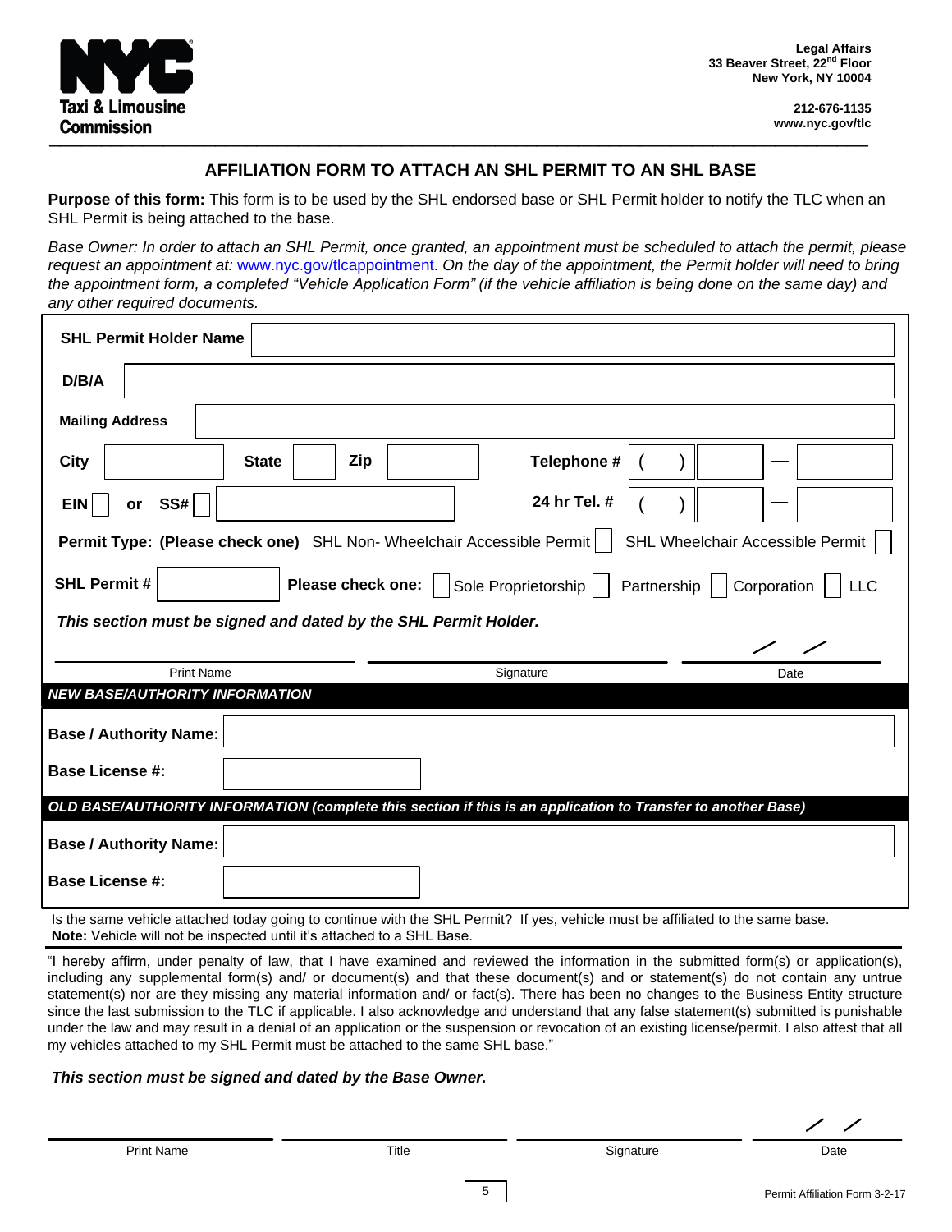**Legal Affairs**
**33 Beaver Street, 22nd Floor**
**New York, NY 10004**

**212-676-1135**
**www.nyc.gov/tlc**

NYC Taxi & Limousine Commission

## AFFILIATION FORM TO ATTACH AN SHL PERMIT TO AN SHL BASE

**Purpose of this form:** This form is to be used by the SHL endorsed base or SHL Permit holder to notify the TLC when an SHL Permit is being attached to the base.

*Base Owner: In order to attach an SHL Permit, once granted, an appointment must be scheduled to attach the permit, please request an appointment at:* www.nyc.gov/tlcappointment. *On the day of the appointment, the Permit holder will need to bring the appointment form, a completed "Vehicle Application Form" (if the vehicle affiliation is being done on the same day) and any other required documents.*

**SHL Permit Holder Name** ______________________

**D/B/A** ______________________

**Mailing Address** ______________________

**City** ________ **State** ____ **Zip** ________ **Telephone #** ( ) ____ — ____

**EIN** ☐ **or SS#** ☐ ________ **24 hr Tel. #** ( ) ____ — ____

**Permit Type: (Please check one)** SHL Non- Wheelchair Accessible Permit ☐ SHL Wheelchair Accessible Permit ☐

**SHL Permit #** ________ **Please check one:** ☐ Sole Proprietorship ☐ Partnership ☐ Corporation ☐ LLC

***This section must be signed and dated by the SHL Permit Holder.***

| Print Name | Signature | Date |
|---|---|---|
| | | / / |

***NEW BASE/AUTHORITY INFORMATION***

**Base / Authority Name:** ______________________

**Base License #:** ________

***OLD BASE/AUTHORITY INFORMATION (complete this section if this is an application to Transfer to another Base)***

**Base / Authority Name:** ______________________

**Base License #:** ________

Is the same vehicle attached today going to continue with the SHL Permit? If yes, vehicle must be affiliated to the same base.
**Note:** Vehicle will not be inspected until it's attached to a SHL Base.

"I hereby affirm, under penalty of law, that I have examined and reviewed the information in the submitted form(s) or application(s), including any supplemental form(s) and/ or document(s) and that these document(s) and or statement(s) do not contain any untrue statement(s) nor are they missing any material information and/ or fact(s). There has been no changes to the Business Entity structure since the last submission to the TLC if applicable. I also acknowledge and understand that any false statement(s) submitted is punishable under the law and may result in a denial of an application or the suspension or revocation of an existing license/permit. I also attest that all my vehicles attached to my SHL Permit must be attached to the same SHL base."

***This section must be signed and dated by the Base Owner.***

| Print Name | Title | Signature | Date |
|---|---|---|---|
| | | | / / |

Permit Affiliation Form 3-2-17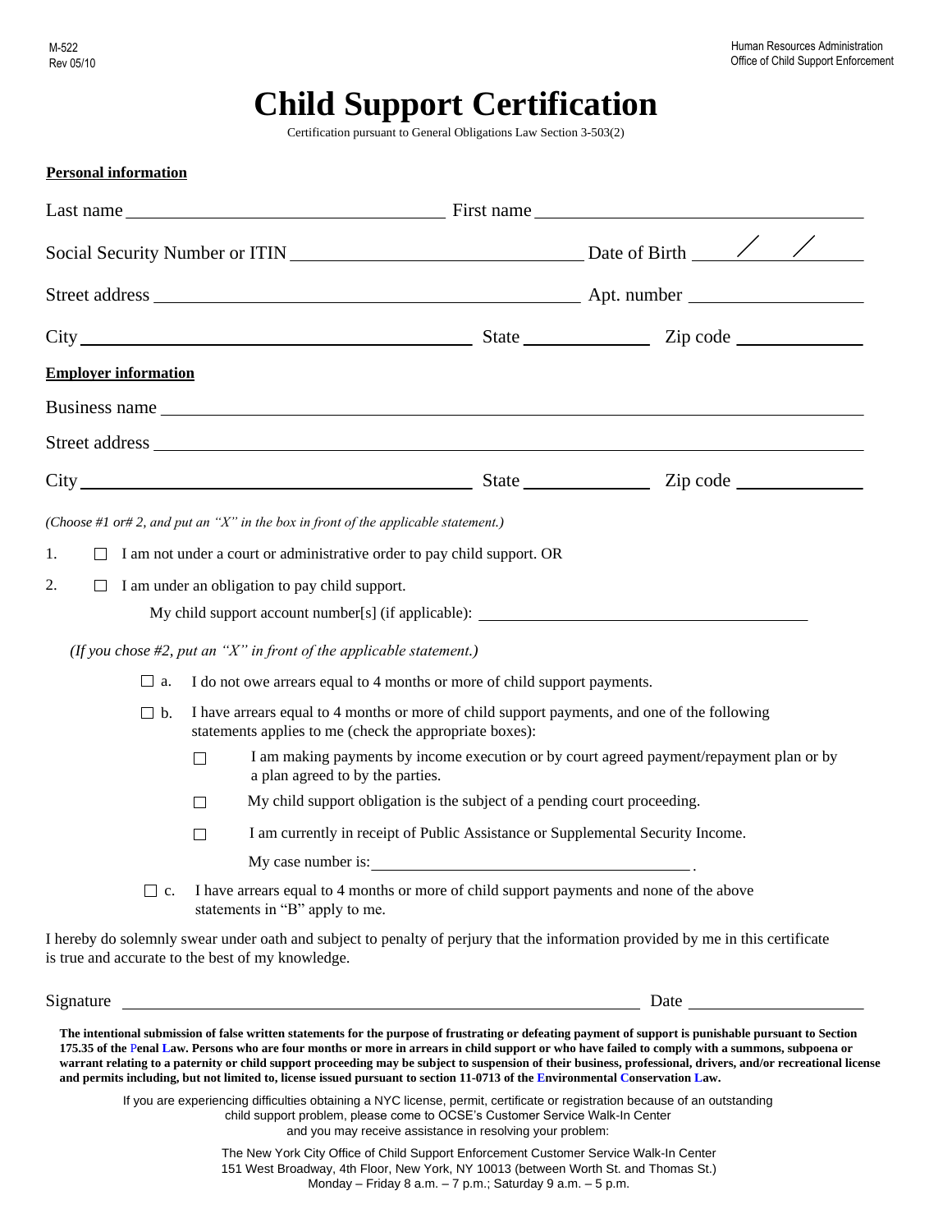M-522
Rev 05/10

Human Resources Administration
Office of Child Support Enforcement

# Child Support Certification

Certification pursuant to General Obligations Law Section 3-503(2)

**Personal information**

Last name ______________________ First name ______________________

Social Security Number or ITIN ______________________ Date of Birth ____/____/____

Street address ______________________ Apt. number ____________

City ______________________ State ____________ Zip code ____________

**Employer information**

Business name ______________________

Street address ______________________

City ______________________ State ____________ Zip code ____________

*(Choose #1 or# 2, and put an "X" in the box in front of the applicable statement.)*

1. ☐ I am not under a court or administrative order to pay child support. OR

2. ☐ I am under an obligation to pay child support.

   My child support account number[s] (if applicable): ______________________

*(If you chose #2, put an "X" in front of the applicable statement.)*

- ☐ a. I do not owe arrears equal to 4 months or more of child support payments.
- ☐ b. I have arrears equal to 4 months or more of child support payments, and one of the following statements applies to me (check the appropriate boxes):
  - ☐ I am making payments by income execution or by court agreed payment/repayment plan or by a plan agreed to by the parties.
  - ☐ My child support obligation is the subject of a pending court proceeding.
  - ☐ I am currently in receipt of Public Assistance or Supplemental Security Income.

    My case number is: ______________________.
- ☐ c. I have arrears equal to 4 months or more of child support payments and none of the above statements in "B" apply to me.

I hereby do solemnly swear under oath and subject to penalty of perjury that the information provided by me in this certificate is true and accurate to the best of my knowledge.

Signature ______________________ Date ____________

**The intentional submission of false written statements for the purpose of frustrating or defeating payment of support is punishable pursuant to Section 175.35 of the Penal Law. Persons who are four months or more in arrears in child support or who have failed to comply with a summons, subpoena or warrant relating to a paternity or child support proceeding may be subject to suspension of their business, professional, drivers, and/or recreational license and permits including, but not limited to, license issued pursuant to section 11-0713 of the Environmental Conservation Law.**

If you are experiencing difficulties obtaining a NYC license, permit, certificate or registration because of an outstanding child support problem, please come to OCSE's Customer Service Walk-In Center and you may receive assistance in resolving your problem:

The New York City Office of Child Support Enforcement Customer Service Walk-In Center
151 West Broadway, 4th Floor, New York, NY 10013 (between Worth St. and Thomas St.)
Monday – Friday 8 a.m. – 7 p.m.; Saturday 9 a.m. – 5 p.m.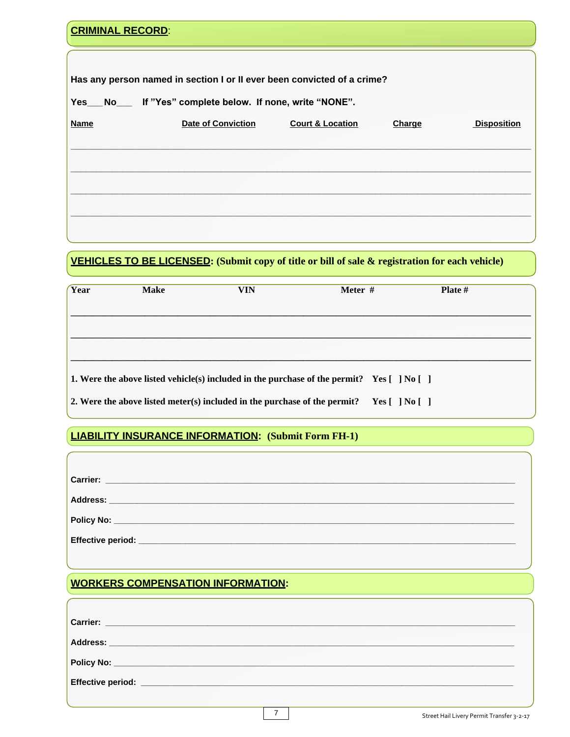## CRIMINAL RECORD:

**Has any person named in section I or II ever been convicted of a crime?**

**Yes___ No___ If "Yes" complete below. If none, write "NONE".**

| Name | Date of Conviction | Court & Location | Charge | Disposition |
|---|---|---|---|---|
| | | | | |
| | | | | |
| | | | | |
| | | | | |

## VEHICLES TO BE LICENSED: (Submit copy of title or bill of sale & registration for each vehicle)

| Year | Make | VIN | Meter # | Plate # |
|---|---|---|---|---|
| | | | | |
| | | | | |
| | | | | |

**1. Were the above listed vehicle(s) included in the purchase of the permit? Yes [ ] No [ ]**

**2. Were the above listed meter(s) included in the purchase of the permit? Yes [ ] No [ ]**

## LIABILITY INSURANCE INFORMATION: (Submit Form FH-1)

**Carrier:** ____________________________________________

**Address:** ____________________________________________

**Policy No:** ____________________________________________

**Effective period:** ____________________________________________

## WORKERS COMPENSATION INFORMATION:

**Carrier:** ____________________________________________

**Address:** ____________________________________________

**Policy No:** ____________________________________________

**Effective period:** ____________________________________________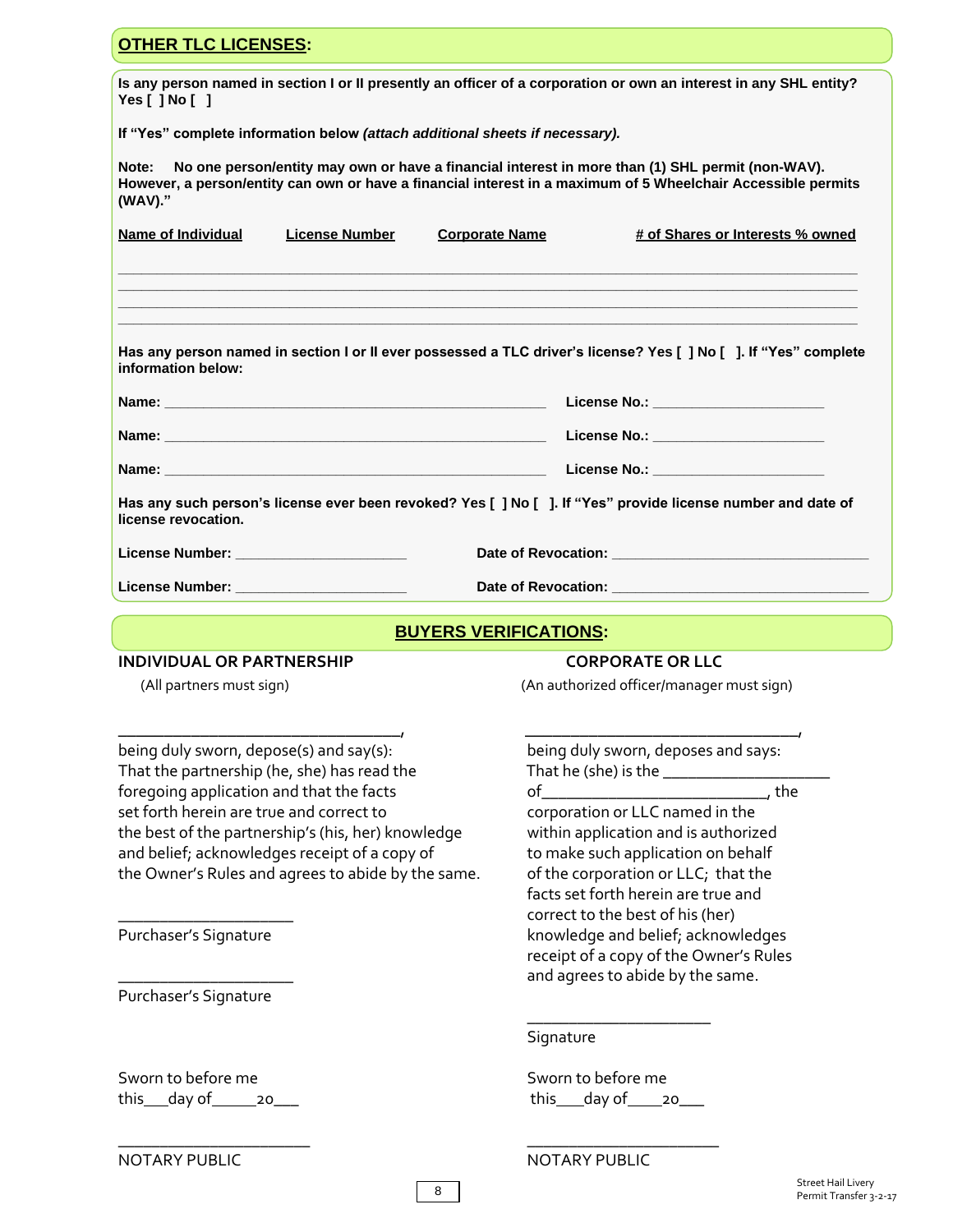## OTHER TLC LICENSES:

**Is any person named in section I or II presently an officer of a corporation or own an interest in any SHL entity? Yes [ ] No [ ]**

**If "Yes" complete information below *(attach additional sheets if necessary).***

**Note: No one person/entity may own or have a financial interest in more than (1) SHL permit (non-WAV). However, a person/entity can own or have a financial interest in a maximum of 5 Wheelchair Accessible permits (WAV)."**

| Name of Individual | License Number | Corporate Name | # of Shares or Interests % owned |
|---|---|---|---|
| | | | |
| | | | |
| | | | |
| | | | |

**Has any person named in section I or II ever possessed a TLC driver's license? Yes [ ] No [ ]. If "Yes" complete information below:**

**Name:** ______________________________________________ **License No.:** ____________________

**Name:** ______________________________________________ **License No.:** ____________________

**Name:** ______________________________________________ **License No.:** ____________________

**Has any such person's license ever been revoked? Yes [ ] No [ ]. If "Yes" provide license number and date of license revocation.**

**License Number:** ____________________ **Date of Revocation:** ______________________________

**License Number:** ____________________ **Date of Revocation:** ______________________________

## BUYERS VERIFICATIONS:

### INDIVIDUAL OR PARTNERSHIP

(All partners must sign)

________________________________,

being duly sworn, depose(s) and say(s): That the partnership (he, she) has read the foregoing application and that the facts set forth herein are true and correct to the best of the partnership's (his, her) knowledge and belief; acknowledges receipt of a copy of the Owner's Rules and agrees to abide by the same.

____________________

Purchaser's Signature

____________________

Purchaser's Signature

Sworn to before me this___day of_____20___

______________________

NOTARY PUBLIC

### CORPORATE OR LLC

(An authorized officer/manager must sign)

________________________________,

being duly sworn, deposes and says: That he (she) is the ___________________ of_________________________, the corporation or LLC named in the within application and is authorized to make such application on behalf of the corporation or LLC; that the facts set forth herein are true and correct to the best of his (her) knowledge and belief; acknowledges receipt of a copy of the Owner's Rules and agrees to abide by the same.

_____________________

Signature

Sworn to before me this___day of____20___

______________________

NOTARY PUBLIC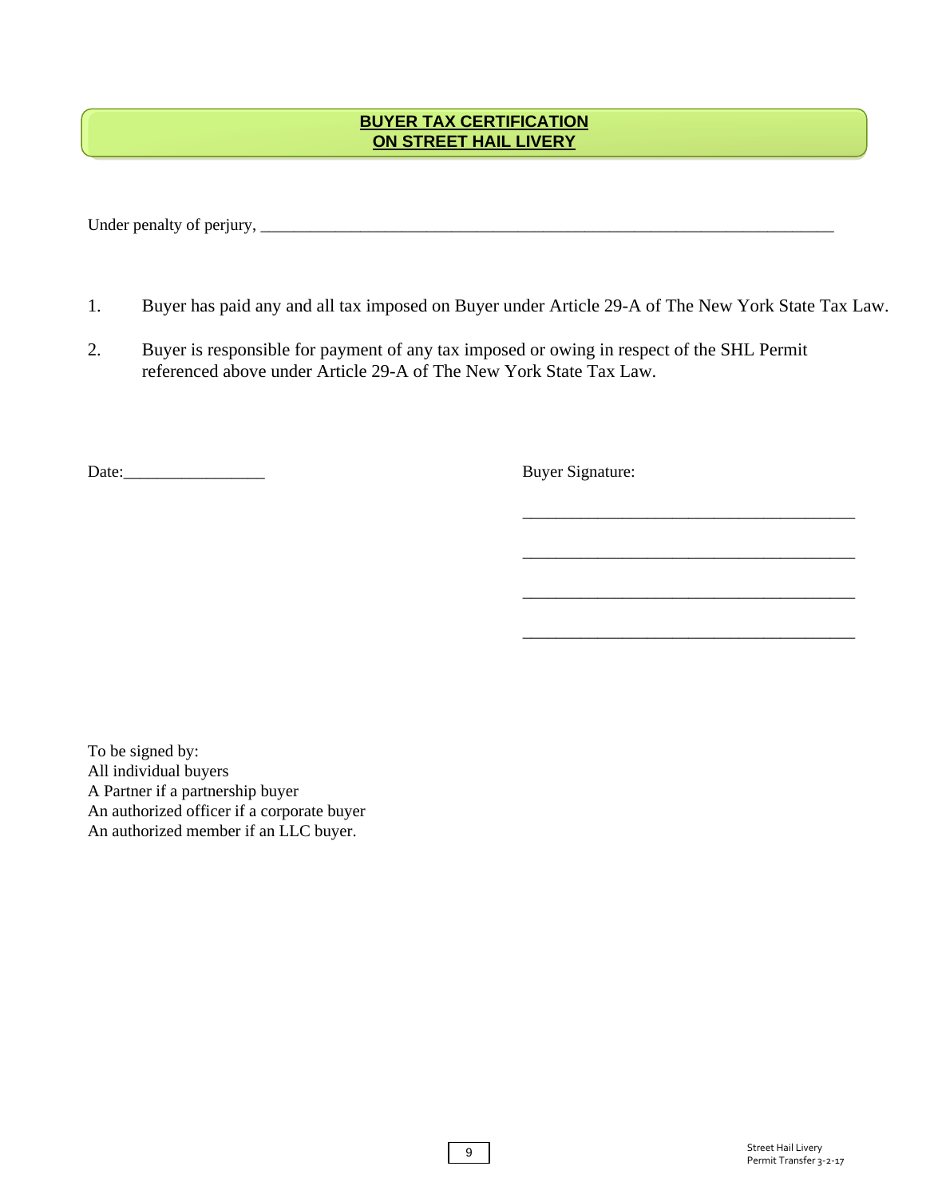## BUYER TAX CERTIFICATION
## ON STREET HAIL LIVERY

Under penalty of perjury, ___________________________________________________________________________

1. Buyer has paid any and all tax imposed on Buyer under Article 29-A of The New York State Tax Law.

2. Buyer is responsible for payment of any tax imposed or owing in respect of the SHL Permit referenced above under Article 29-A of The New York State Tax Law.

Date:_________________

Buyer Signature:

_________________________________________

_________________________________________

_________________________________________

_________________________________________

To be signed by:
All individual buyers
A Partner if a partnership buyer
An authorized officer if a corporate buyer
An authorized member if an LLC buyer.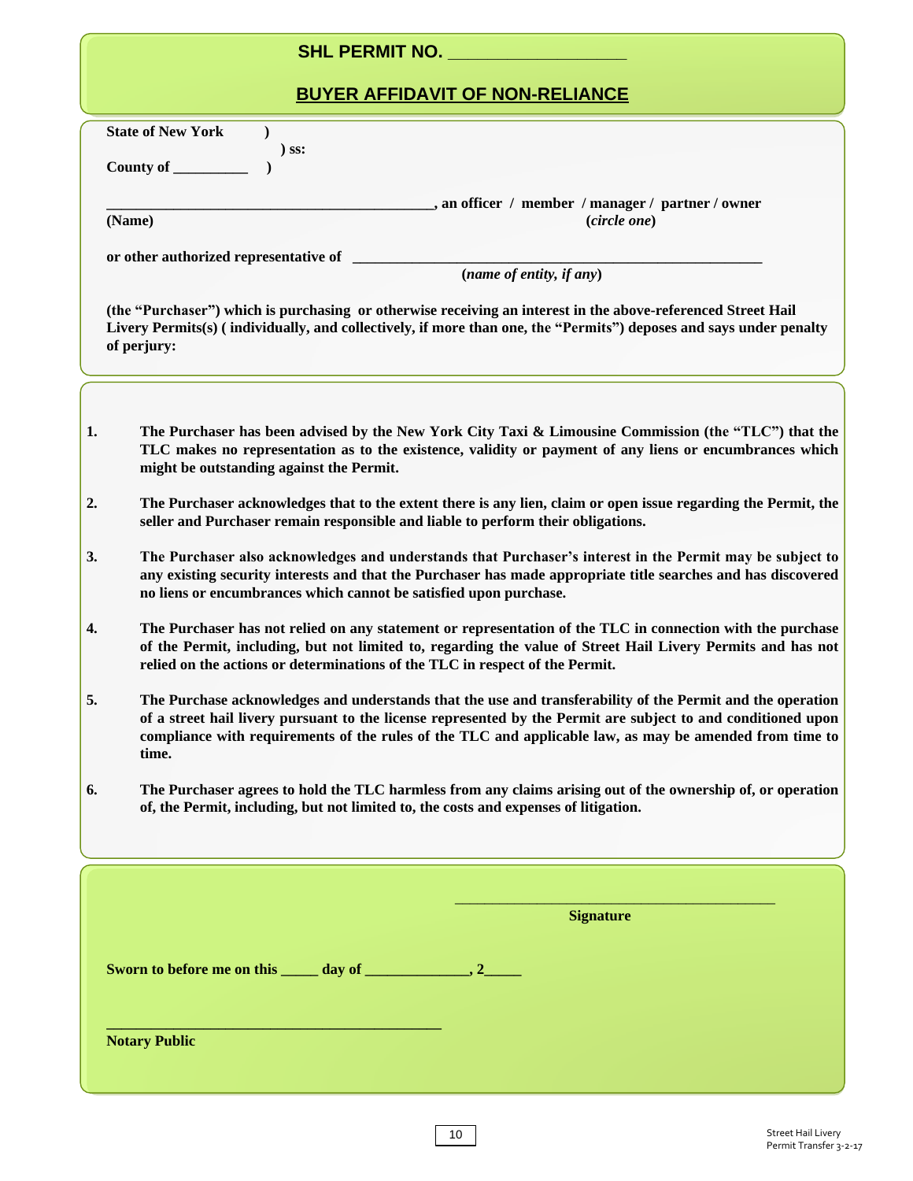**SHL PERMIT NO. ___________________**

## BUYER AFFIDAVIT OF NON-RELIANCE

**State of New York )**
**) ss:**
**County of __________ )**

**__________________________________________, an officer / member / manager / partner / owner**
**(Name)** **(*circle one*)**

**or other authorized representative of _______________________________________________________**
**(*name of entity, if any*)**

**(the "Purchaser") which is purchasing or otherwise receiving an interest in the above-referenced Street Hail Livery Permits(s) ( individually, and collectively, if more than one, the "Permits") deposes and says under penalty of perjury:**

1. **The Purchaser has been advised by the New York City Taxi & Limousine Commission (the "TLC") that the TLC makes no representation as to the existence, validity or payment of any liens or encumbrances which might be outstanding against the Permit.**

2. **The Purchaser acknowledges that to the extent there is any lien, claim or open issue regarding the Permit, the seller and Purchaser remain responsible and liable to perform their obligations.**

3. **The Purchaser also acknowledges and understands that Purchaser's interest in the Permit may be subject to any existing security interests and that the Purchaser has made appropriate title searches and has discovered no liens or encumbrances which cannot be satisfied upon purchase.**

4. **The Purchaser has not relied on any statement or representation of the TLC in connection with the purchase of the Permit, including, but not limited to, regarding the value of Street Hail Livery Permits and has not relied on the actions or determinations of the TLC in respect of the Permit.**

5. **The Purchase acknowledges and understands that the use and transferability of the Permit and the operation of a street hail livery pursuant to the license represented by the Permit are subject to and conditioned upon compliance with requirements of the rules of the TLC and applicable law, as may be amended from time to time.**

6. **The Purchaser agrees to hold the TLC harmless from any claims arising out of the ownership of, or operation of, the Permit, including, but not limited to, the costs and expenses of litigation.**

**___________________________________________**
**Signature**

**Sworn to before me on this _____ day of ______________, 2_____**

**_____________________________________________**
**Notary Public**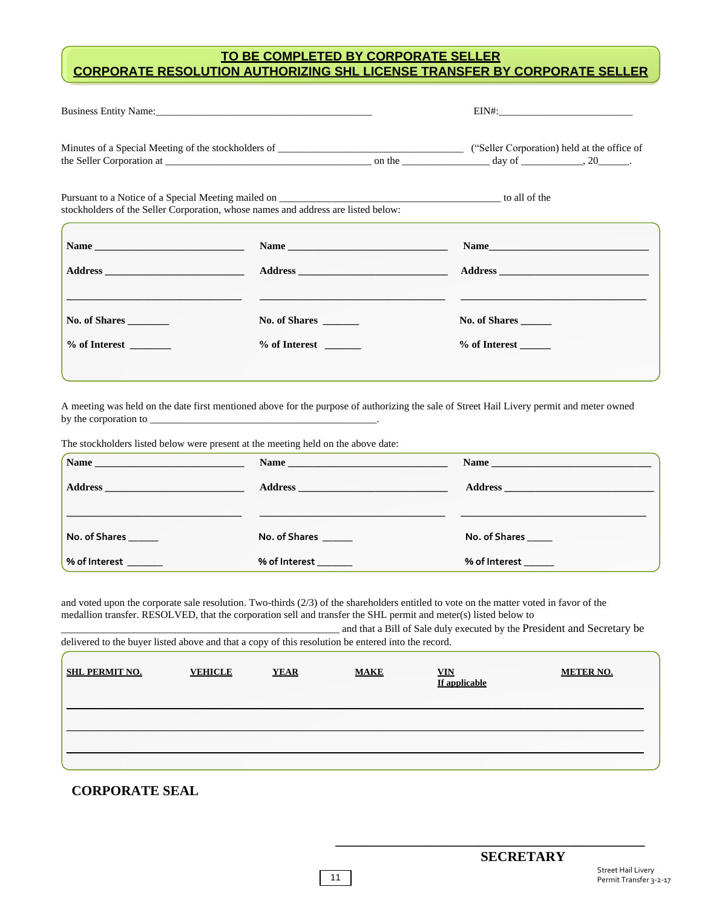## TO BE COMPLETED BY CORPORATE SELLER
## CORPORATE RESOLUTION AUTHORIZING SHL LICENSE TRANSFER BY CORPORATE SELLER

Business Entity Name:_________________________________________ EIN#:__________________________

Minutes of a Special Meeting of the stockholders of ___________________________________ ("Seller Corporation) held at the office of the Seller Corporation at _______________________________________ on the ________________ day of ____________, 20______.

Pursuant to a Notice of a Special Meeting mailed on __________________________________________ to all of the stockholders of the Seller Corporation, whose names and address are listed below:

| | | |
|---|---|---|
| **Name** ____________________________ | **Name** ____________________________ | **Name**______________________________ |
| **Address** __________________________ | **Address** ___________________________ | **Address** ___________________________ |
| _________________________________ | ___________________________________ | ___________________________________ |
| **No. of Shares** ________ | **No. of Shares** _______ | **No. of Shares** ______ |
| **% of Interest** ________ | **% of Interest** _______ | **% of Interest** ______ |

A meeting was held on the date first mentioned above for the purpose of authorizing the sale of Street Hail Livery permit and meter owned by the corporation to ____________________________________________.

The stockholders listed below were present at the meeting held on the above date:

| | | |
|---|---|---|
| **Name** ____________________________ | **Name** ____________________________ | **Name** ______________________________ |
| **Address** __________________________ | **Address** ___________________________ | **Address** ___________________________ |
| _________________________________ | ___________________________________ | ___________________________________ |
| No. of Shares ______ | No. of Shares ______ | No. of Shares _____ |
| % of Interest _______ | % of Interest ______ | % of Interest ______ |

and voted upon the corporate sale resolution. Two-thirds (2/3) of the shareholders entitled to vote on the matter voted in favor of the medallion transfer. RESOLVED, that the corporation sell and transfer the SHL permit and meter(s) listed below to ______________________________________________________ and that a Bill of Sale duly executed by the President and Secretary be delivered to the buyer listed above and that a copy of this resolution be entered into the record.

| SHL PERMIT NO. | VEHICLE | YEAR | MAKE | VIN If applicable | METER NO. |
|---|---|---|---|---|---|
| | | | | | |
| | | | | | |
| | | | | | |

**CORPORATE SEAL**

_____________________________________________

**SECRETARY**

Street Hail Livery
Permit Transfer 3-2-17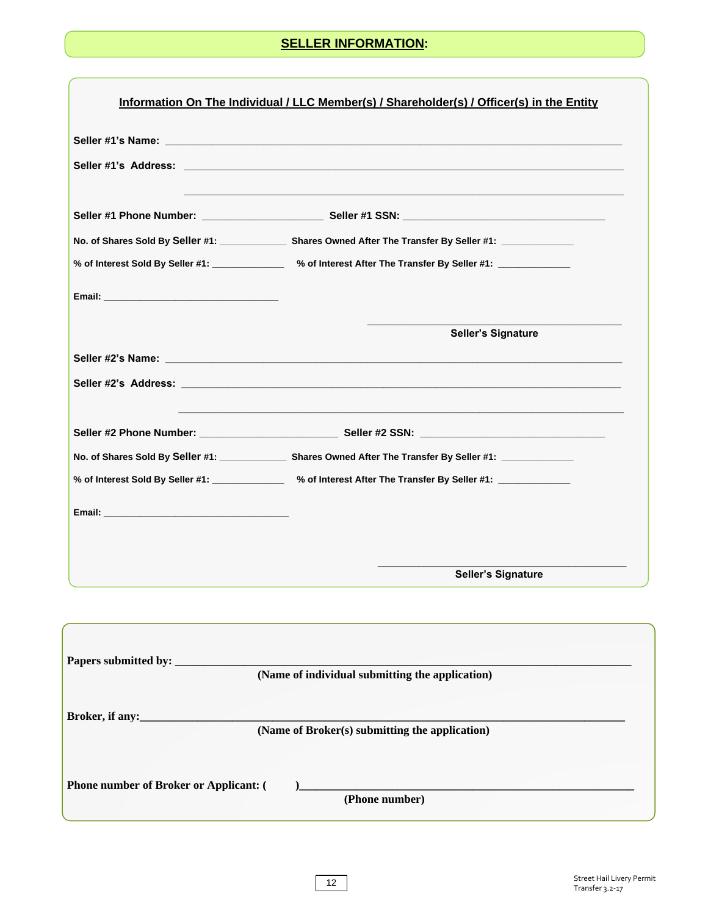## SELLER INFORMATION:

**Information On The Individual / LLC Member(s) / Shareholder(s) / Officer(s) in the Entity**

**Seller #1's Name:** ______________________________________________________________________

**Seller #1's Address:** ______________________________________________________________________

______________________________________________________________________

**Seller #1 Phone Number:** ____________________ **Seller #1 SSN:** __________________________________

**No. of Shares Sold By Seller #1:** ___________ **Shares Owned After The Transfer By Seller #1:** ____________

**% of Interest Sold By Seller #1:** ____________ **% of Interest After The Transfer By Seller #1:** ____________

**Email:** ________________________________

________________________________________
**Seller's Signature**

**Seller #2's Name:** ______________________________________________________________________

**Seller #2's Address:** ______________________________________________________________________

______________________________________________________________________

**Seller #2 Phone Number:** ______________________ **Seller #2 SSN:** ______________________________

**No. of Shares Sold By Seller #1:** ___________ **Shares Owned After The Transfer By Seller #1:** ____________

**% of Interest Sold By Seller #1:** ____________ **% of Interest After The Transfer By Seller #1:** ____________

**Email:** __________________________________

________________________________________
**Seller's Signature**

**Papers submitted by:** ________________________________________________________________
**(Name of individual submitting the application)**

**Broker, if any:**________________________________________________________________
**(Name of Broker(s) submitting the application)**

**Phone number of Broker or Applicant: (       )**__________________________________________________
**(Phone number)**

Street Hail Livery Permit Transfer 3.2-17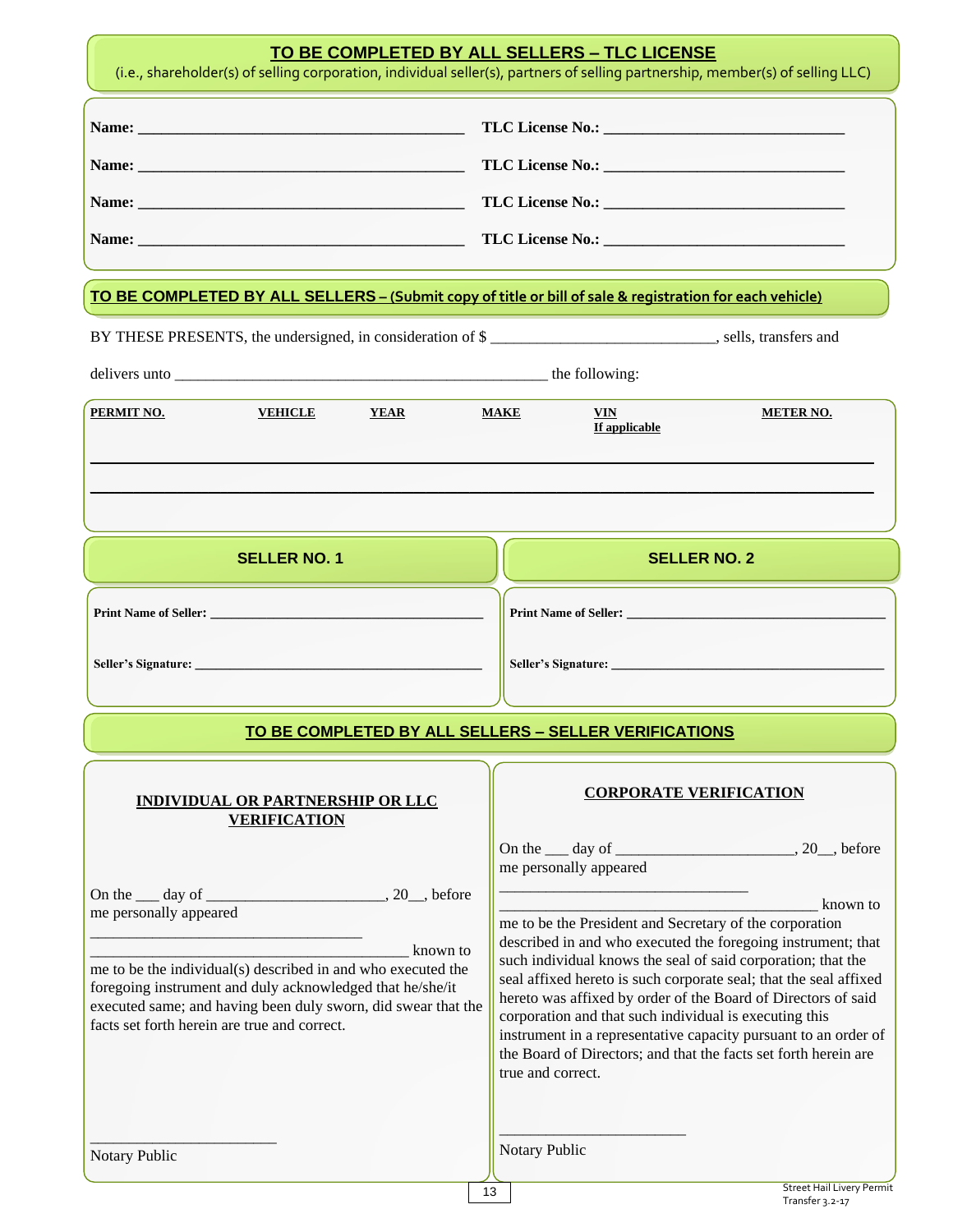## TO BE COMPLETED BY ALL SELLERS – TLC LICENSE

(i.e., shareholder(s) of selling corporation, individual seller(s), partners of selling partnership, member(s) of selling LLC)

**Name:** ________________________________________ **TLC License No.:** ______________________________

**Name:** ________________________________________ **TLC License No.:** ______________________________

**Name:** ________________________________________ **TLC License No.:** ______________________________

**Name:** ________________________________________ **TLC License No.:** ______________________________

## TO BE COMPLETED BY ALL SELLERS – (Submit copy of title or bill of sale & registration for each vehicle)

BY THESE PRESENTS, the undersigned, in consideration of $ ____________________________, sells, transfers and delivers unto ________________________________________________ the following:

| PERMIT NO. | VEHICLE | YEAR | MAKE | VIN If applicable | METER NO. |
|---|---|---|---|---|---|
| | | | | | |
| | | | | | |

### SELLER NO. 1

**Print Name of Seller:** ________________________________________

**Seller's Signature:** ________________________________________

### SELLER NO. 2

**Print Name of Seller:** ________________________________________

**Seller's Signature:** ________________________________________

## TO BE COMPLETED BY ALL SELLERS – SELLER VERIFICATIONS

### INDIVIDUAL OR PARTNERSHIP OR LLC VERIFICATION

On the ___ day of ______________________, 20__, before me personally appeared __________________________________ ________________________________________ known to me to be the individual(s) described in and who executed the foregoing instrument and duly acknowledged that he/she/it executed same; and having been duly sworn, did swear that the facts set forth herein are true and correct.

______________________

Notary Public

### CORPORATE VERIFICATION

On the ___ day of ______________________, 20__, before me personally appeared ______________________________ ________________________________________ known to me to be the President and Secretary of the corporation described in and who executed the foregoing instrument; that such individual knows the seal of said corporation; that the seal affixed hereto is such corporate seal; that the seal affixed hereto was affixed by order of the Board of Directors of said corporation and that such individual is executing this instrument in a representative capacity pursuant to an order of the Board of Directors; and that the facts set forth herein are true and correct.

______________________

Notary Public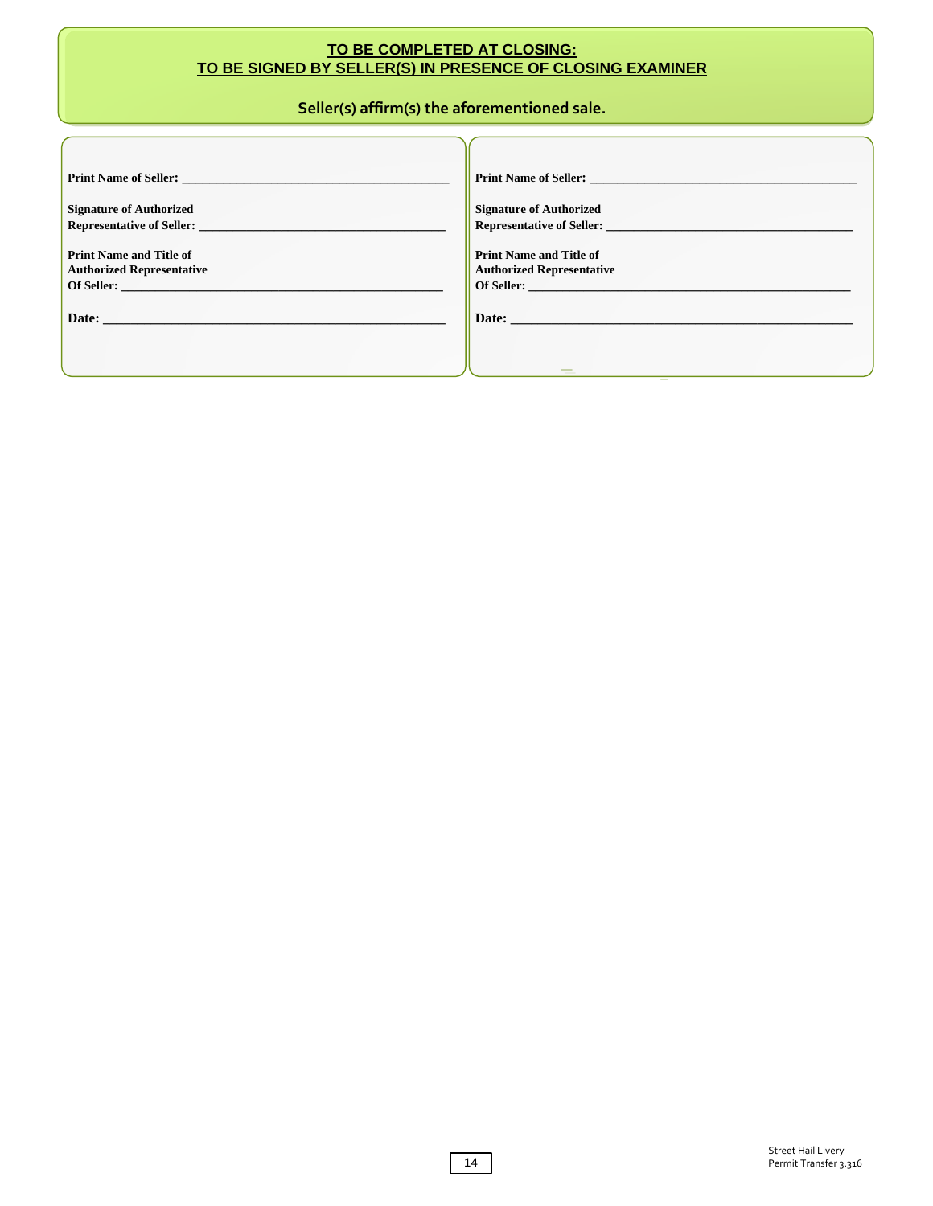**TO BE COMPLETED AT CLOSING:**
**TO BE SIGNED BY SELLER(S) IN PRESENCE OF CLOSING EXAMINER**

**Seller(s) affirm(s) the aforementioned sale.**

**Print Name of Seller:** ________________________________________

**Signature of Authorized Representative of Seller:** ________________________________________

**Print Name and Title of Authorized Representative Of Seller:** ________________________________________

**Date:** ________________________________________

**Print Name of Seller:** ________________________________________

**Signature of Authorized Representative of Seller:** ________________________________________

**Print Name and Title of Authorized Representative Of Seller:** ________________________________________

**Date:** ________________________________________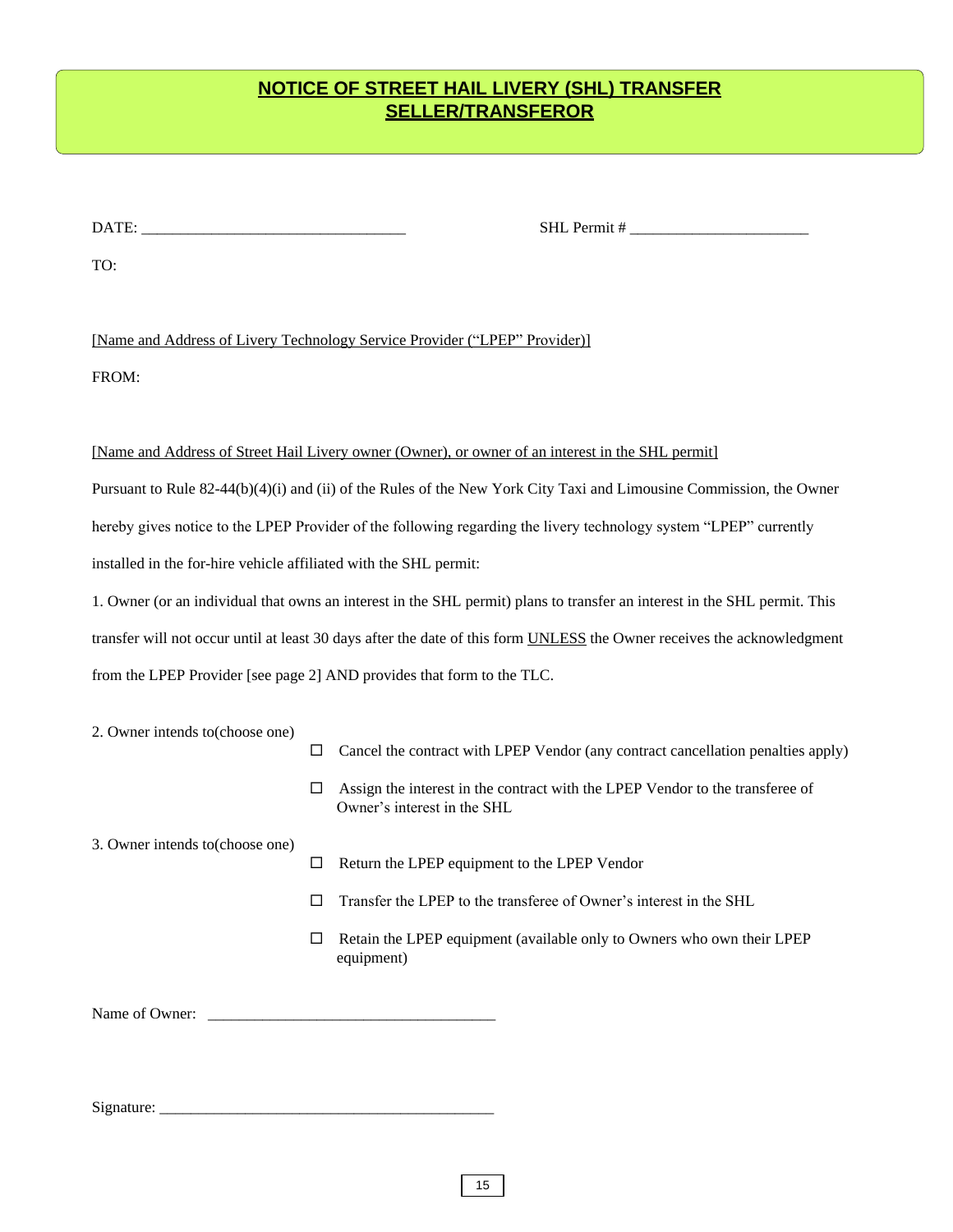# NOTICE OF STREET HAIL LIVERY (SHL) TRANSFER SELLER/TRANSFEROR

DATE: _________________________________ SHL Permit # ______________________

TO:

[Name and Address of Livery Technology Service Provider ("LPEP" Provider)]

FROM:

[Name and Address of Street Hail Livery owner (Owner), or owner of an interest in the SHL permit]

Pursuant to Rule 82-44(b)(4)(i) and (ii) of the Rules of the New York City Taxi and Limousine Commission, the Owner hereby gives notice to the LPEP Provider of the following regarding the livery technology system "LPEP" currently installed in the for-hire vehicle affiliated with the SHL permit:

1. Owner (or an individual that owns an interest in the SHL permit) plans to transfer an interest in the SHL permit. This transfer will not occur until at least 30 days after the date of this form UNLESS the Owner receives the acknowledgment from the LPEP Provider [see page 2] AND provides that form to the TLC.

2. Owner intends to(choose one)

- ☐ Cancel the contract with LPEP Vendor (any contract cancellation penalties apply)
- ☐ Assign the interest in the contract with the LPEP Vendor to the transferee of Owner's interest in the SHL

3. Owner intends to(choose one)

- ☐ Return the LPEP equipment to the LPEP Vendor
- ☐ Transfer the LPEP to the transferee of Owner's interest in the SHL
- ☐ Retain the LPEP equipment (available only to Owners who own their LPEP equipment)

Name of Owner: ___________________________________

Signature: __________________________________________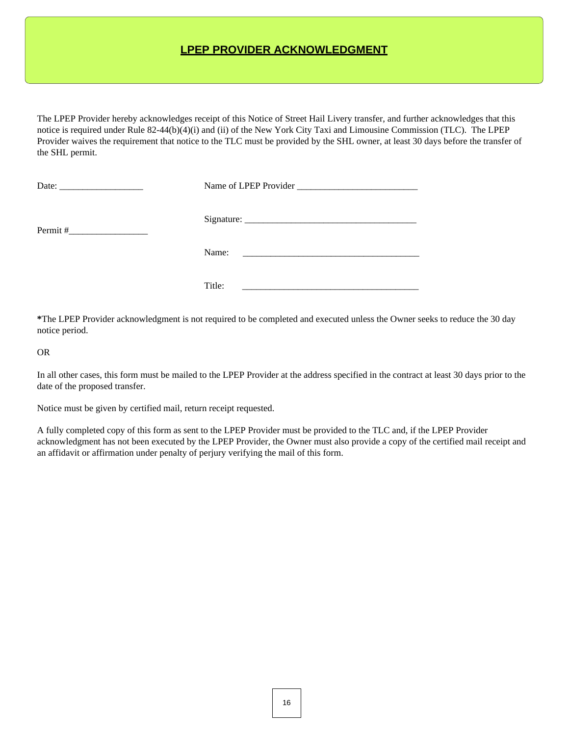## LPEP PROVIDER ACKNOWLEDGMENT

The LPEP Provider hereby acknowledges receipt of this Notice of Street Hail Livery transfer, and further acknowledges that this notice is required under Rule 82-44(b)(4)(i) and (ii) of the New York City Taxi and Limousine Commission (TLC). The LPEP Provider waives the requirement that notice to the TLC must be provided by the SHL owner, at least 30 days before the transfer of the SHL permit.

Date: __________________ Name of LPEP Provider __________________________

Signature: _____________________________________

Permit #_________________

Name: ______________________________________

Title: ______________________________________

**\***The LPEP Provider acknowledgment is not required to be completed and executed unless the Owner seeks to reduce the 30 day notice period.

OR

In all other cases, this form must be mailed to the LPEP Provider at the address specified in the contract at least 30 days prior to the date of the proposed transfer.

Notice must be given by certified mail, return receipt requested.

A fully completed copy of this form as sent to the LPEP Provider must be provided to the TLC and, if the LPEP Provider acknowledgment has not been executed by the LPEP Provider, the Owner must also provide a copy of the certified mail receipt and an affidavit or affirmation under penalty of perjury verifying the mail of this form.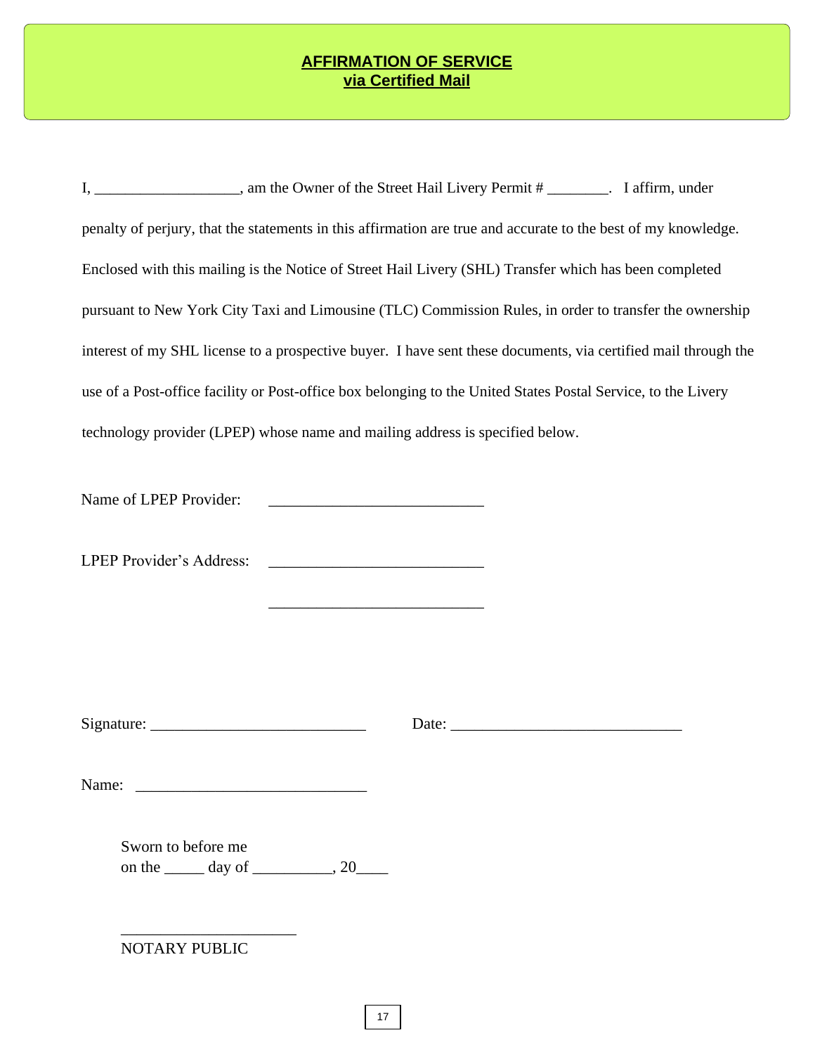## **AFFIRMATION OF SERVICE**
## **via Certified Mail**

I, ___________________, am the Owner of the Street Hail Livery Permit # ________. I affirm, under penalty of perjury, that the statements in this affirmation are true and accurate to the best of my knowledge. Enclosed with this mailing is the Notice of Street Hail Livery (SHL) Transfer which has been completed pursuant to New York City Taxi and Limousine (TLC) Commission Rules, in order to transfer the ownership interest of my SHL license to a prospective buyer. I have sent these documents, via certified mail through the use of a Post-office facility or Post-office box belonging to the United States Postal Service, to the Livery technology provider (LPEP) whose name and mailing address is specified below.

Name of LPEP Provider: ___________________________

LPEP Provider's Address: ___________________________

___________________________

Signature: ___________________________ Date: ______________________________

Name: _____________________________

Sworn to before me
on the _____ day of __________, 20____

_____________________
NOTARY PUBLIC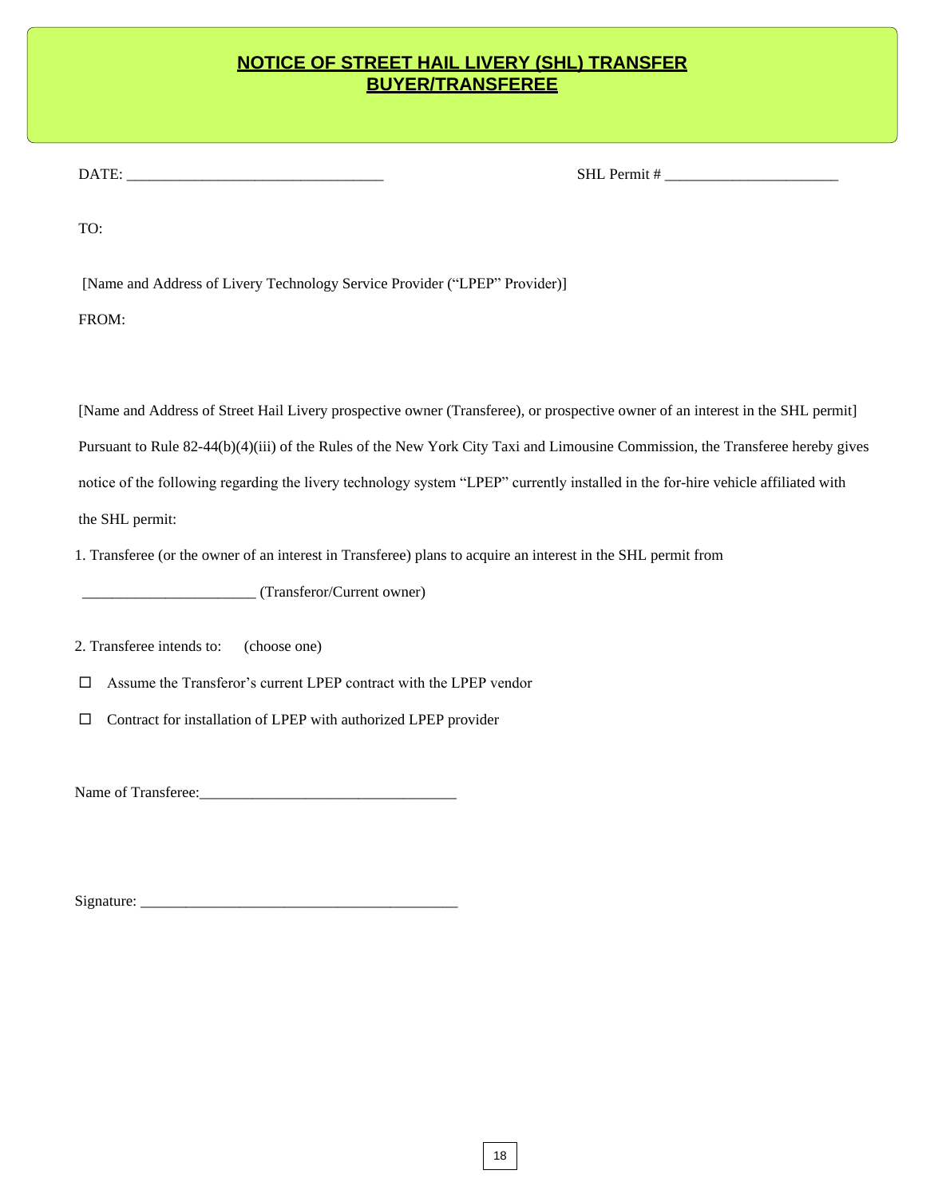# NOTICE OF STREET HAIL LIVERY (SHL) TRANSFER BUYER/TRANSFEREE

DATE: ________________________________ SHL Permit # ______________________

TO:

[Name and Address of Livery Technology Service Provider ("LPEP" Provider)]

FROM:

[Name and Address of Street Hail Livery prospective owner (Transferee), or prospective owner of an interest in the SHL permit]

Pursuant to Rule 82-44(b)(4)(iii) of the Rules of the New York City Taxi and Limousine Commission, the Transferee hereby gives notice of the following regarding the livery technology system "LPEP" currently installed in the for-hire vehicle affiliated with the SHL permit:

1. Transferee (or the owner of an interest in Transferee) plans to acquire an interest in the SHL permit from

______________________ (Transferor/Current owner)

2. Transferee intends to: (choose one)

☐ Assume the Transferor's current LPEP contract with the LPEP vendor

☐ Contract for installation of LPEP with authorized LPEP provider

Name of Transferee:_________________________________

Signature: __________________________________________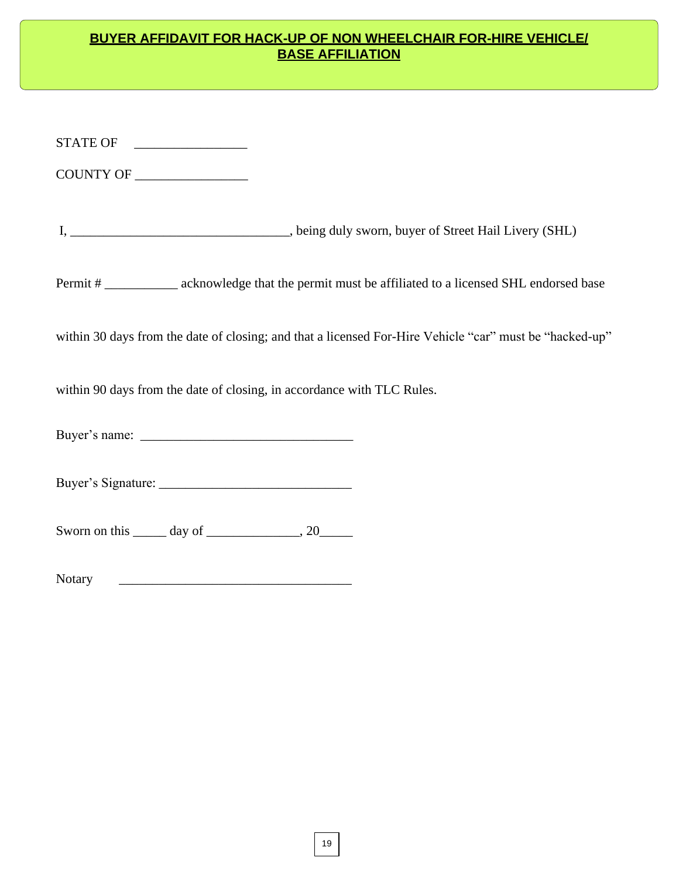## **BUYER AFFIDAVIT FOR HACK-UP OF NON WHEELCHAIR FOR-HIRE VEHICLE/ BASE AFFILIATION**

STATE OF ________________

COUNTY OF ________________

I, _________________________________, being duly sworn, buyer of Street Hail Livery (SHL) Permit # ___________ acknowledge that the permit must be affiliated to a licensed SHL endorsed base within 30 days from the date of closing; and that a licensed For-Hire Vehicle "car" must be "hacked-up" within 90 days from the date of closing, in accordance with TLC Rules.

Buyer's name: _______________________________

Buyer's Signature: _____________________________

Sworn on this _____ day of ______________, 20_____

Notary __________________________________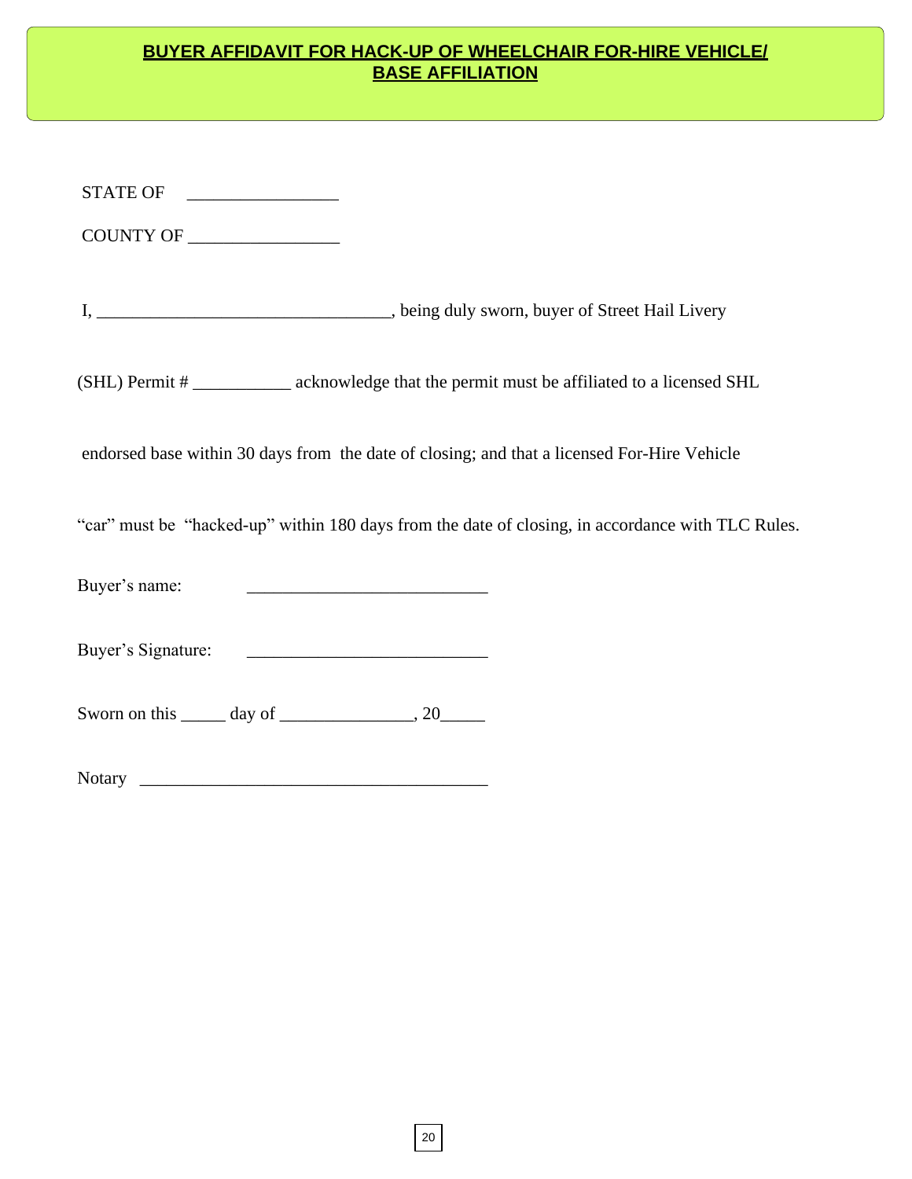# **BUYER AFFIDAVIT FOR HACK-UP OF WHEELCHAIR FOR-HIRE VEHICLE/ BASE AFFILIATION**

STATE OF ________________

COUNTY OF ________________

I, ________________________________, being duly sworn, buyer of Street Hail Livery (SHL) Permit # ___________ acknowledge that the permit must be affiliated to a licensed SHL endorsed base within 30 days from the date of closing; and that a licensed For-Hire Vehicle "car" must be "hacked-up" within 180 days from the date of closing, in accordance with TLC Rules.

Buyer's name: ___________________________

Buyer's Signature: ___________________________

Sworn on this _____ day of _______________, 20_____

Notary _______________________________________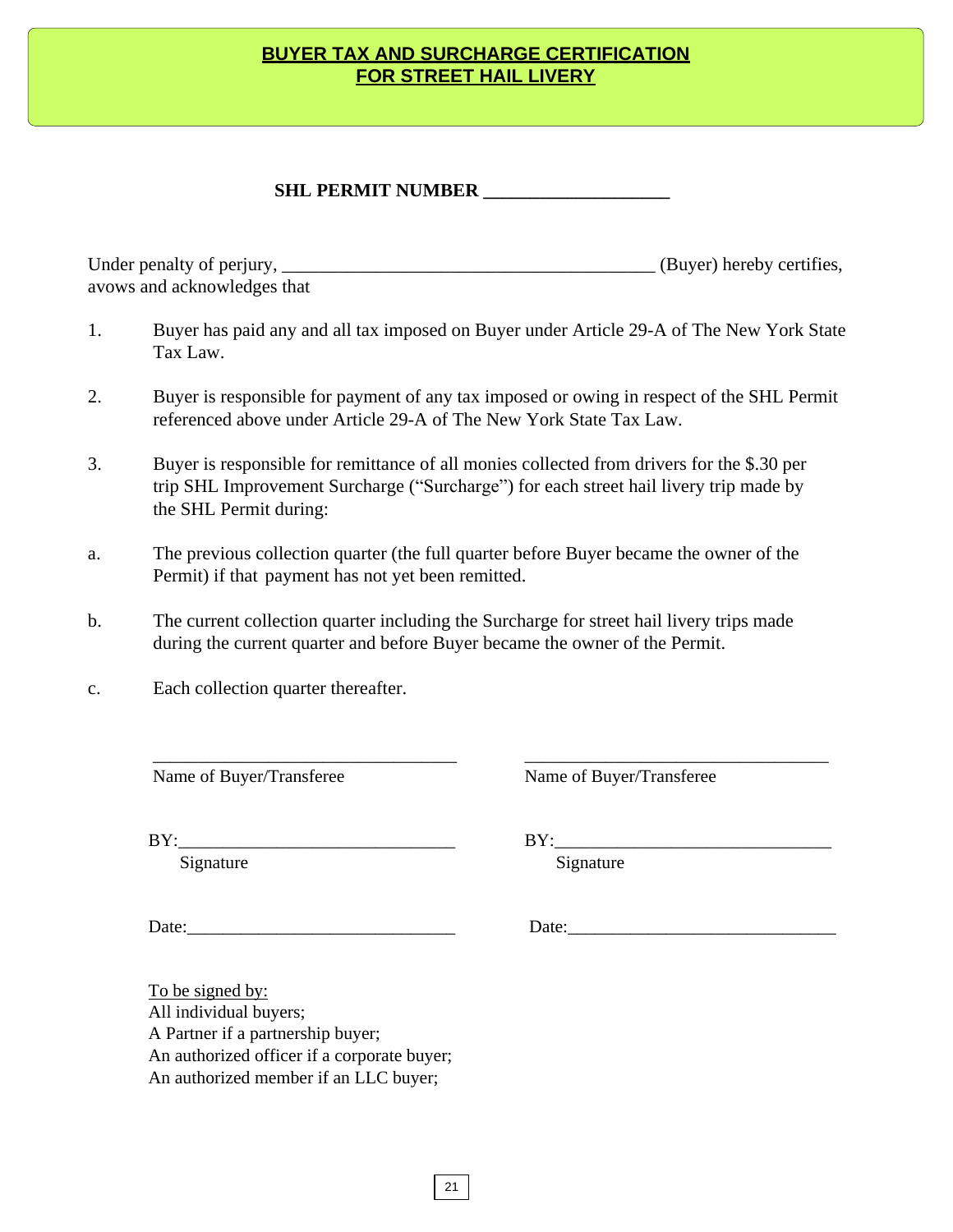# BUYER TAX AND SURCHARGE CERTIFICATION FOR STREET HAIL LIVERY

**SHL PERMIT NUMBER ____________________**

Under penalty of perjury, ________________________________________ (Buyer) hereby certifies, avows and acknowledges that

1. Buyer has paid any and all tax imposed on Buyer under Article 29-A of The New York State Tax Law.

2. Buyer is responsible for payment of any tax imposed or owing in respect of the SHL Permit referenced above under Article 29-A of The New York State Tax Law.

3. Buyer is responsible for remittance of all monies collected from drivers for the $.30 per trip SHL Improvement Surcharge ("Surcharge") for each street hail livery trip made by the SHL Permit during:

a. The previous collection quarter (the full quarter before Buyer became the owner of the Permit) if that payment has not yet been remitted.

b. The current collection quarter including the Surcharge for street hail livery trips made during the current quarter and before Buyer became the owner of the Permit.

c. Each collection quarter thereafter.

__________________________________
Name of Buyer/Transferee

BY:_______________________________
Signature

Date:______________________________

__________________________________
Name of Buyer/Transferee

BY:_______________________________
Signature

Date:______________________________

To be signed by:
All individual buyers;
A Partner if a partnership buyer;
An authorized officer if a corporate buyer;
An authorized member if an LLC buyer;